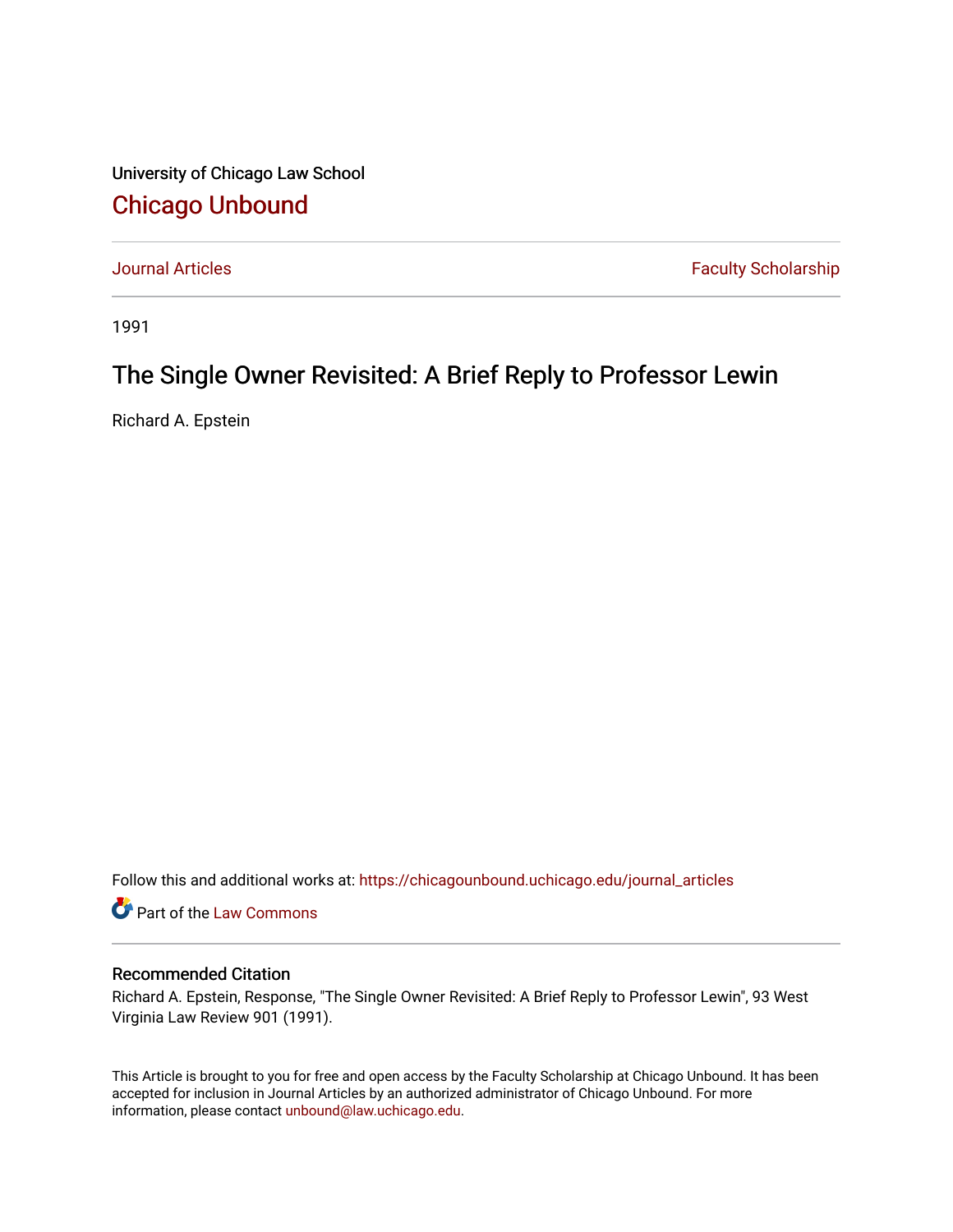University of Chicago Law School

# Chicago Unbound

Journal Articles | Faculty Scholarship

1991

## The Single Owner Revisited: A Brief Reply to Professor Lewin

Richard A. Epstein

Follow this and additional works at: https://chicagounbound.uchicago.edu/journal_articles

Part of the Law Commons

### Recommended Citation

Richard A. Epstein, Response, "The Single Owner Revisited: A Brief Reply to Professor Lewin", 93 West Virginia Law Review 901 (1991).

This Article is brought to you for free and open access by the Faculty Scholarship at Chicago Unbound. It has been accepted for inclusion in Journal Articles by an authorized administrator of Chicago Unbound. For more information, please contact unbound@law.uchicago.edu.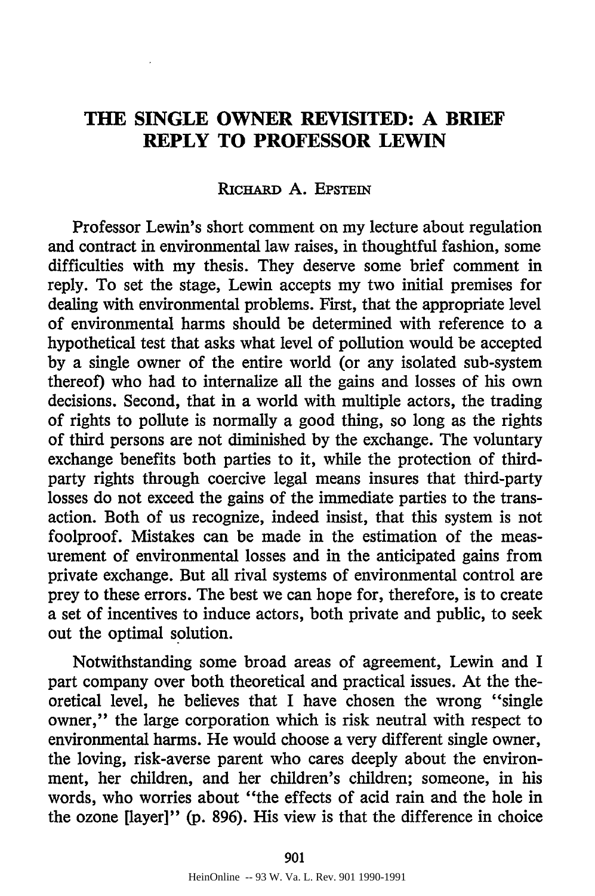# THE SINGLE OWNER REVISITED: A BRIEF REPLY TO PROFESSOR LEWIN

RICHARD A. EPSTEIN

Professor Lewin's short comment on my lecture about regulation and contract in environmental law raises, in thoughtful fashion, some difficulties with my thesis. They deserve some brief comment in reply. To set the stage, Lewin accepts my two initial premises for dealing with environmental problems. First, that the appropriate level of environmental harms should be determined with reference to a hypothetical test that asks what level of pollution would be accepted by a single owner of the entire world (or any isolated sub-system thereof) who had to internalize all the gains and losses of his own decisions. Second, that in a world with multiple actors, the trading of rights to pollute is normally a good thing, so long as the rights of third persons are not diminished by the exchange. The voluntary exchange benefits both parties to it, while the protection of third-party rights through coercive legal means insures that third-party losses do not exceed the gains of the immediate parties to the transaction. Both of us recognize, indeed insist, that this system is not foolproof. Mistakes can be made in the estimation of the measurement of environmental losses and in the anticipated gains from private exchange. But all rival systems of environmental control are prey to these errors. The best we can hope for, therefore, is to create a set of incentives to induce actors, both private and public, to seek out the optimal solution.

Notwithstanding some broad areas of agreement, Lewin and I part company over both theoretical and practical issues. At the theoretical level, he believes that I have chosen the wrong "single owner," the large corporation which is risk neutral with respect to environmental harms. He would choose a very different single owner, the loving, risk-averse parent who cares deeply about the environment, her children, and her children's children; someone, in his words, who worries about "the effects of acid rain and the hole in the ozone [layer]" (p. 896). His view is that the difference in choice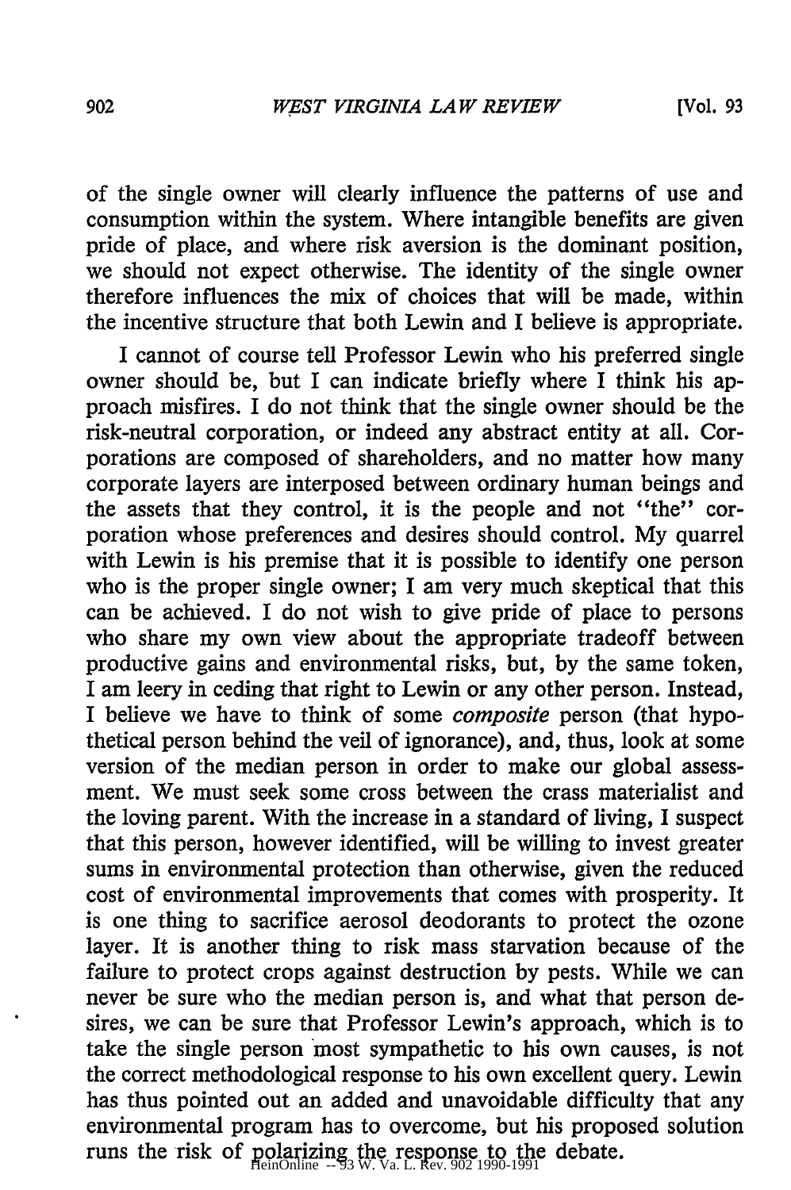of the single owner will clearly influence the patterns of use and consumption within the system. Where intangible benefits are given pride of place, and where risk aversion is the dominant position, we should not expect otherwise. The identity of the single owner therefore influences the mix of choices that will be made, within the incentive structure that both Lewin and I believe is appropriate.

I cannot of course tell Professor Lewin who his preferred single owner should be, but I can indicate briefly where I think his approach misfires. I do not think that the single owner should be the risk-neutral corporation, or indeed any abstract entity at all. Corporations are composed of shareholders, and no matter how many corporate layers are interposed between ordinary human beings and the assets that they control, it is the people and not "the" corporation whose preferences and desires should control. My quarrel with Lewin is his premise that it is possible to identify one person who is the proper single owner; I am very much skeptical that this can be achieved. I do not wish to give pride of place to persons who share my own view about the appropriate tradeoff between productive gains and environmental risks, but, by the same token, I am leery in ceding that right to Lewin or any other person. Instead, I believe we have to think of some *composite* person (that hypothetical person behind the veil of ignorance), and, thus, look at some version of the median person in order to make our global assessment. We must seek some cross between the crass materialist and the loving parent. With the increase in a standard of living, I suspect that this person, however identified, will be willing to invest greater sums in environmental protection than otherwise, given the reduced cost of environmental improvements that comes with prosperity. It is one thing to sacrifice aerosol deodorants to protect the ozone layer. It is another thing to risk mass starvation because of the failure to protect crops against destruction by pests. While we can never be sure who the median person is, and what that person desires, we can be sure that Professor Lewin's approach, which is to take the single person most sympathetic to his own causes, is not the correct methodological response to his own excellent query. Lewin has thus pointed out an added and unavoidable difficulty that any environmental program has to overcome, but his proposed solution runs the risk of polarizing the response to the debate.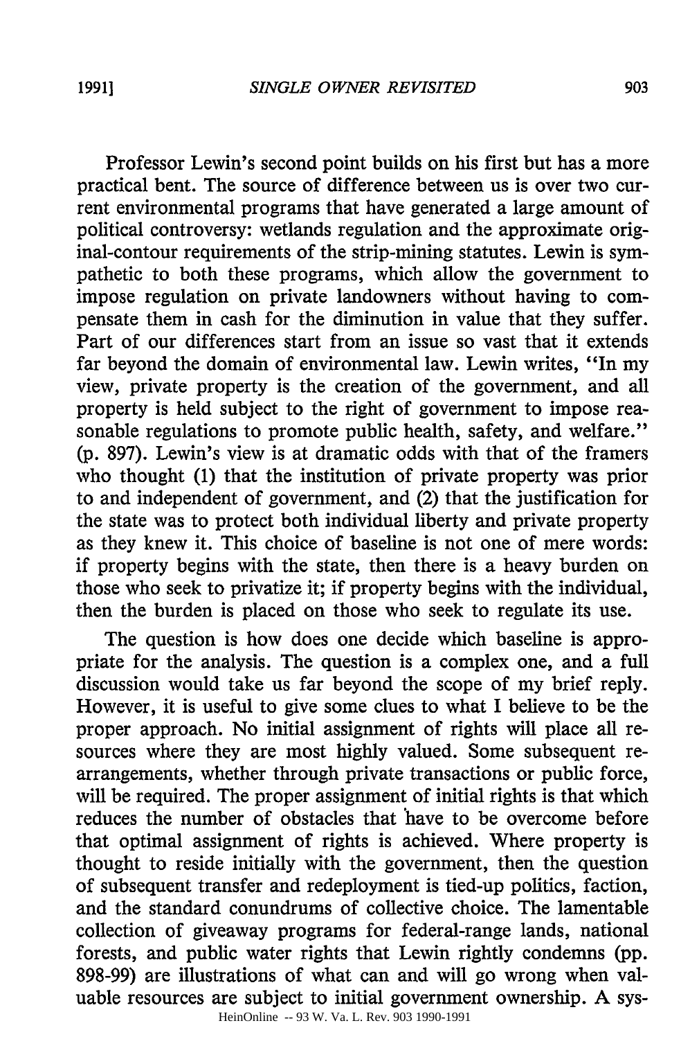Professor Lewin's second point builds on his first but has a more practical bent. The source of difference between us is over two current environmental programs that have generated a large amount of political controversy: wetlands regulation and the approximate original-contour requirements of the strip-mining statutes. Lewin is sympathetic to both these programs, which allow the government to impose regulation on private landowners without having to compensate them in cash for the diminution in value that they suffer. Part of our differences start from an issue so vast that it extends far beyond the domain of environmental law. Lewin writes, "In my view, private property is the creation of the government, and all property is held subject to the right of government to impose reasonable regulations to promote public health, safety, and welfare." (p. 897). Lewin's view is at dramatic odds with that of the framers who thought (1) that the institution of private property was prior to and independent of government, and (2) that the justification for the state was to protect both individual liberty and private property as they knew it. This choice of baseline is not one of mere words: if property begins with the state, then there is a heavy burden on those who seek to privatize it; if property begins with the individual, then the burden is placed on those who seek to regulate its use.

The question is how does one decide which baseline is appropriate for the analysis. The question is a complex one, and a full discussion would take us far beyond the scope of my brief reply. However, it is useful to give some clues to what I believe to be the proper approach. No initial assignment of rights will place all resources where they are most highly valued. Some subsequent rearrangements, whether through private transactions or public force, will be required. The proper assignment of initial rights is that which reduces the number of obstacles that have to be overcome before that optimal assignment of rights is achieved. Where property is thought to reside initially with the government, then the question of subsequent transfer and redeployment is tied-up politics, faction, and the standard conundrums of collective choice. The lamentable collection of giveaway programs for federal-range lands, national forests, and public water rights that Lewin rightly condemns (pp. 898-99) are illustrations of what can and will go wrong when valuable resources are subject to initial government ownership. A sys-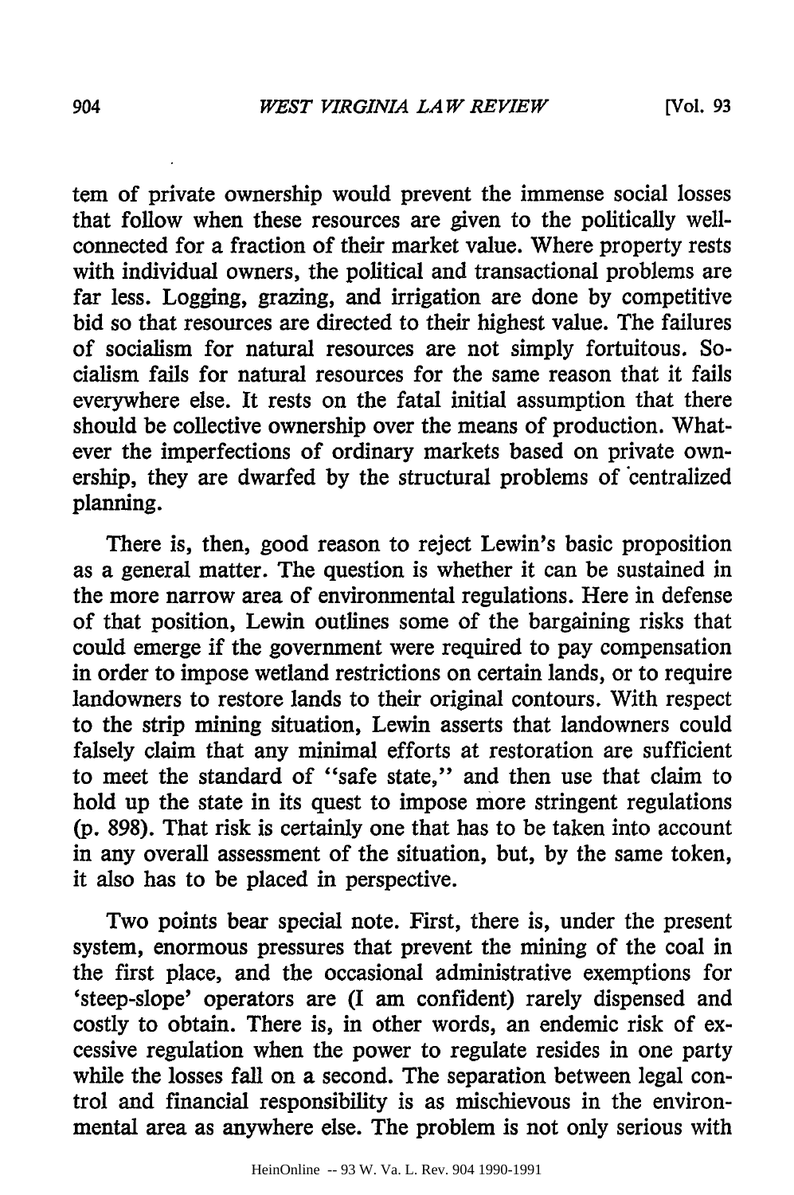tem of private ownership would prevent the immense social losses that follow when these resources are given to the politically well-connected for a fraction of their market value. Where property rests with individual owners, the political and transactional problems are far less. Logging, grazing, and irrigation are done by competitive bid so that resources are directed to their highest value. The failures of socialism for natural resources are not simply fortuitous. Socialism fails for natural resources for the same reason that it fails everywhere else. It rests on the fatal initial assumption that there should be collective ownership over the means of production. Whatever the imperfections of ordinary markets based on private ownership, they are dwarfed by the structural problems of centralized planning.

There is, then, good reason to reject Lewin's basic proposition as a general matter. The question is whether it can be sustained in the more narrow area of environmental regulations. Here in defense of that position, Lewin outlines some of the bargaining risks that could emerge if the government were required to pay compensation in order to impose wetland restrictions on certain lands, or to require landowners to restore lands to their original contours. With respect to the strip mining situation, Lewin asserts that landowners could falsely claim that any minimal efforts at restoration are sufficient to meet the standard of "safe state," and then use that claim to hold up the state in its quest to impose more stringent regulations (p. 898). That risk is certainly one that has to be taken into account in any overall assessment of the situation, but, by the same token, it also has to be placed in perspective.

Two points bear special note. First, there is, under the present system, enormous pressures that prevent the mining of the coal in the first place, and the occasional administrative exemptions for 'steep-slope' operators are (I am confident) rarely dispensed and costly to obtain. There is, in other words, an endemic risk of excessive regulation when the power to regulate resides in one party while the losses fall on a second. The separation between legal control and financial responsibility is as mischievous in the environmental area as anywhere else. The problem is not only serious with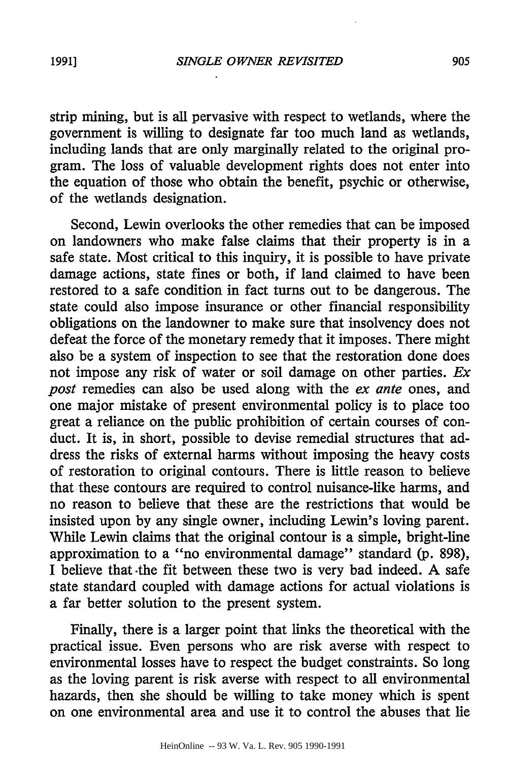strip mining, but is all pervasive with respect to wetlands, where the government is willing to designate far too much land as wetlands, including lands that are only marginally related to the original program. The loss of valuable development rights does not enter into the equation of those who obtain the benefit, psychic or otherwise, of the wetlands designation.

Second, Lewin overlooks the other remedies that can be imposed on landowners who make false claims that their property is in a safe state. Most critical to this inquiry, it is possible to have private damage actions, state fines or both, if land claimed to have been restored to a safe condition in fact turns out to be dangerous. The state could also impose insurance or other financial responsibility obligations on the landowner to make sure that insolvency does not defeat the force of the monetary remedy that it imposes. There might also be a system of inspection to see that the restoration done does not impose any risk of water or soil damage on other parties. *Ex post* remedies can also be used along with the *ex ante* ones, and one major mistake of present environmental policy is to place too great a reliance on the public prohibition of certain courses of conduct. It is, in short, possible to devise remedial structures that address the risks of external harms without imposing the heavy costs of restoration to original contours. There is little reason to believe that these contours are required to control nuisance-like harms, and no reason to believe that these are the restrictions that would be insisted upon by any single owner, including Lewin's loving parent. While Lewin claims that the original contour is a simple, bright-line approximation to a "no environmental damage" standard (p. 898), I believe that the fit between these two is very bad indeed. A safe state standard coupled with damage actions for actual violations is a far better solution to the present system.

Finally, there is a larger point that links the theoretical with the practical issue. Even persons who are risk averse with respect to environmental losses have to respect the budget constraints. So long as the loving parent is risk averse with respect to all environmental hazards, then she should be willing to take money which is spent on one environmental area and use it to control the abuses that lie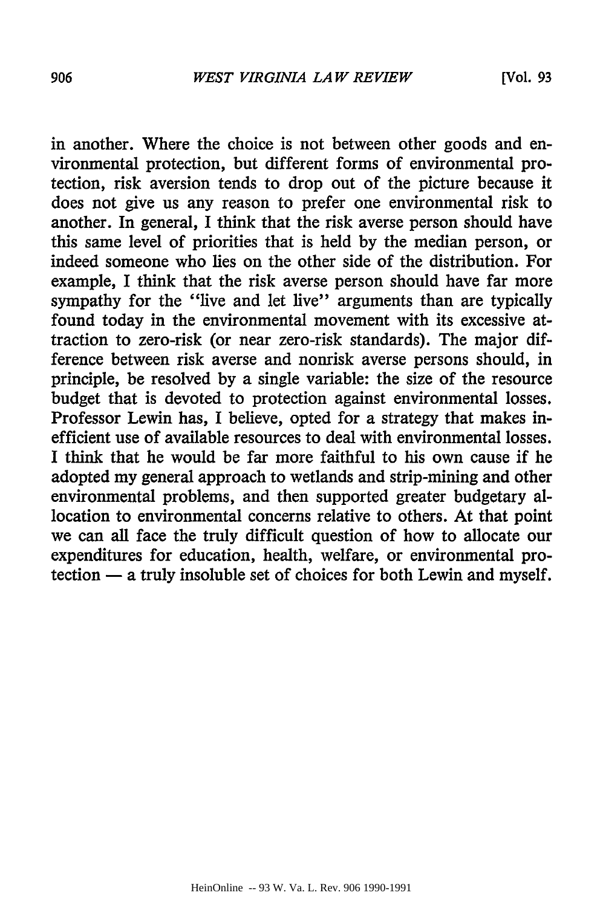in another. Where the choice is not between other goods and environmental protection, but different forms of environmental protection, risk aversion tends to drop out of the picture because it does not give us any reason to prefer one environmental risk to another. In general, I think that the risk averse person should have this same level of priorities that is held by the median person, or indeed someone who lies on the other side of the distribution. For example, I think that the risk averse person should have far more sympathy for the "live and let live" arguments than are typically found today in the environmental movement with its excessive attraction to zero-risk (or near zero-risk standards). The major difference between risk averse and nonrisk averse persons should, in principle, be resolved by a single variable: the size of the resource budget that is devoted to protection against environmental losses. Professor Lewin has, I believe, opted for a strategy that makes inefficient use of available resources to deal with environmental losses. I think that he would be far more faithful to his own cause if he adopted my general approach to wetlands and strip-mining and other environmental problems, and then supported greater budgetary allocation to environmental concerns relative to others. At that point we can all face the truly difficult question of how to allocate our expenditures for education, health, welfare, or environmental protection — a truly insoluble set of choices for both Lewin and myself.